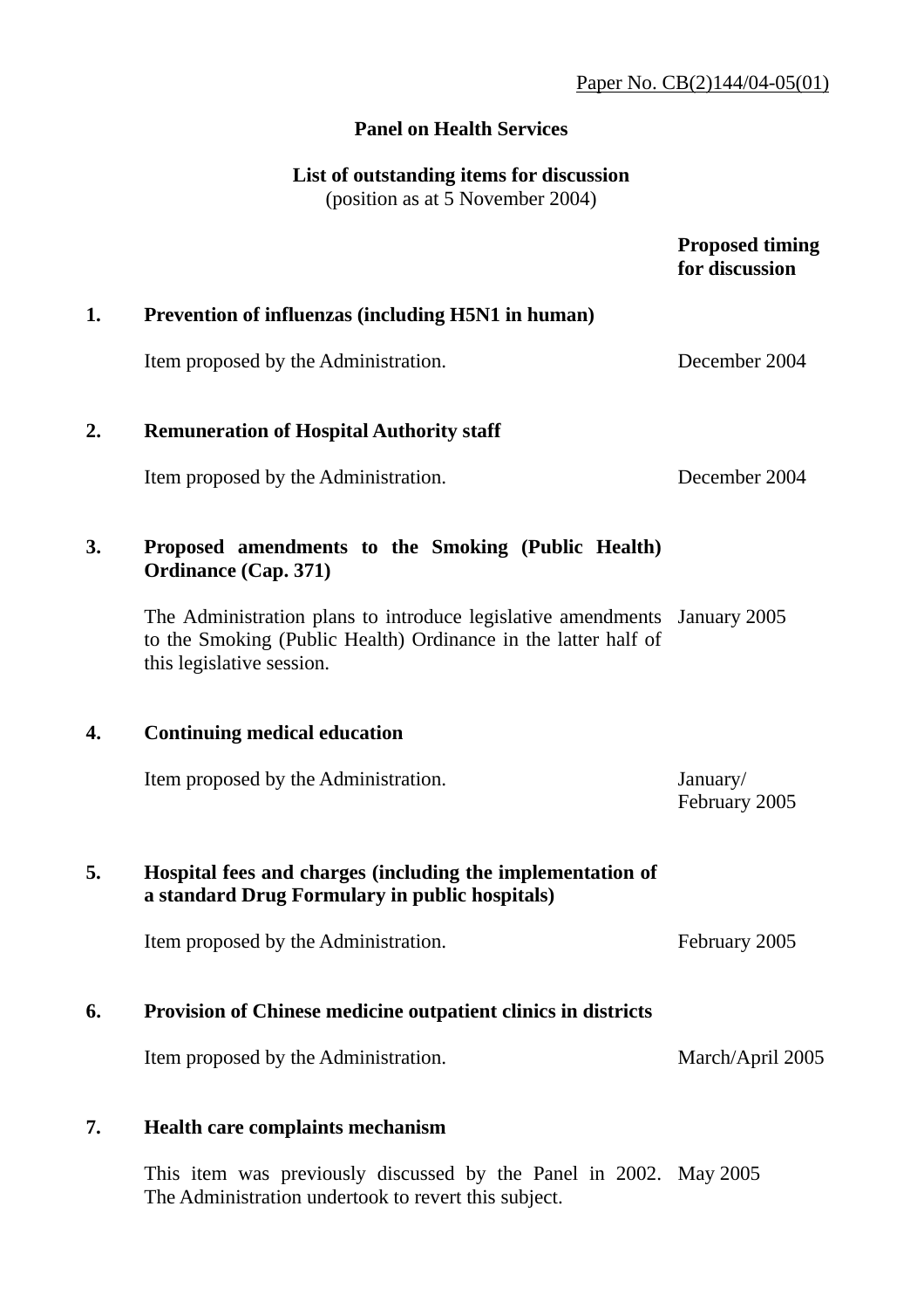Paper No. CB(2)144/04-05(01)

**Panel on Health Services**

**List of outstanding items for discussion**
(position as at 5 November 2004)

| | | Proposed timing for discussion |
|---|---|---|
| **1.** | **Prevention of influenzas (including H5N1 in human)** | |
| | Item proposed by the Administration. | December 2004 |
| **2.** | **Remuneration of Hospital Authority staff** | |
| | Item proposed by the Administration. | December 2004 |
| **3.** | **Proposed amendments to the Smoking (Public Health) Ordinance (Cap. 371)** | |
| | The Administration plans to introduce legislative amendments to the Smoking (Public Health) Ordinance in the latter half of this legislative session. | January 2005 |
| **4.** | **Continuing medical education** | |
| | Item proposed by the Administration. | January/ February 2005 |
| **5.** | **Hospital fees and charges (including the implementation of a standard Drug Formulary in public hospitals)** | |
| | Item proposed by the Administration. | February 2005 |
| **6.** | **Provision of Chinese medicine outpatient clinics in districts** | |
| | Item proposed by the Administration. | March/April 2005 |
| **7.** | **Health care complaints mechanism** | |
| | This item was previously discussed by the Panel in 2002. The Administration undertook to revert this subject. | May 2005 |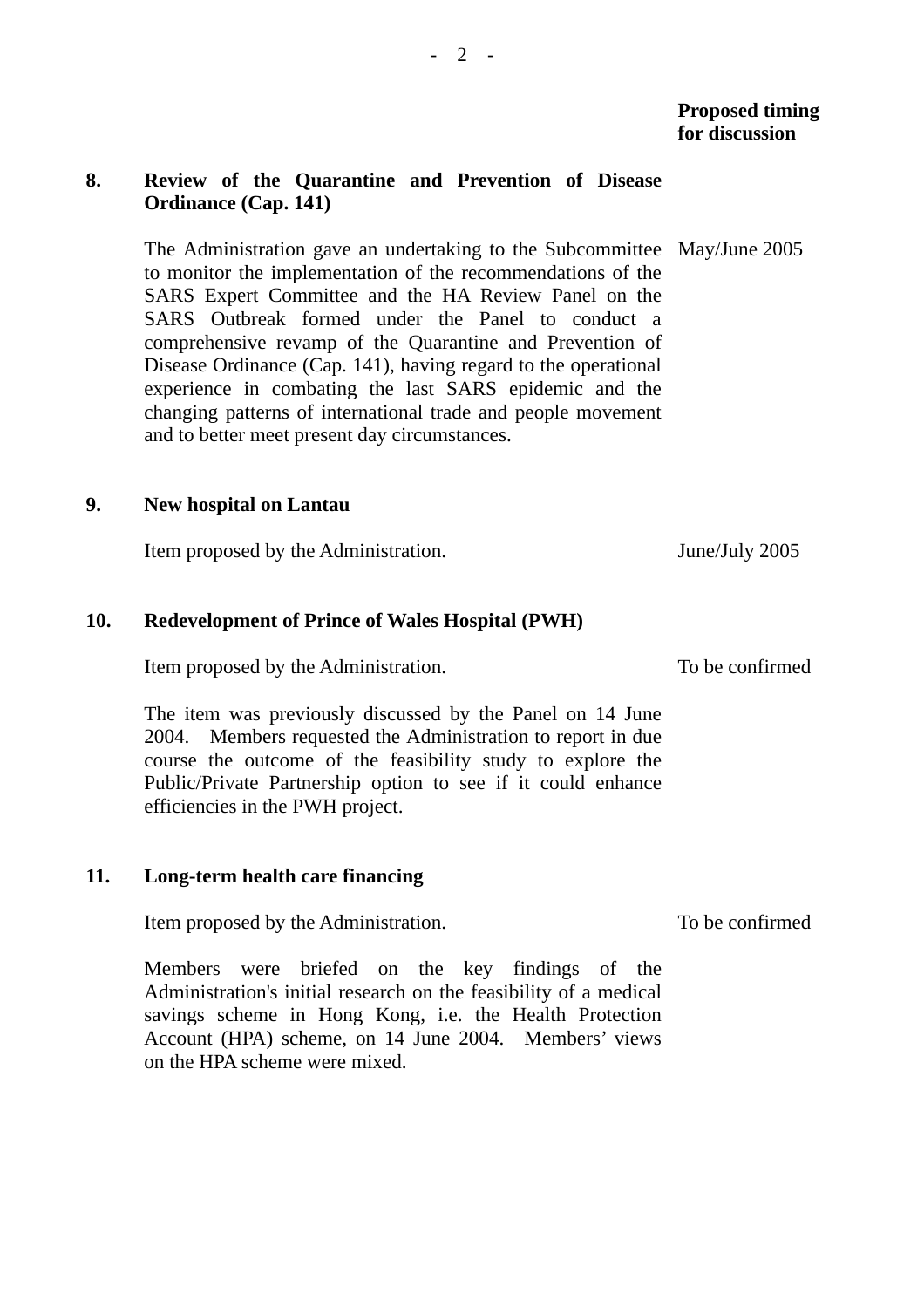**Proposed timing for discussion**

**8. Review of the Quarantine and Prevention of Disease Ordinance (Cap. 141)**

The Administration gave an undertaking to the Subcommittee to monitor the implementation of the recommendations of the SARS Expert Committee and the HA Review Panel on the SARS Outbreak formed under the Panel to conduct a comprehensive revamp of the Quarantine and Prevention of Disease Ordinance (Cap. 141), having regard to the operational experience in combating the last SARS epidemic and the changing patterns of international trade and people movement and to better meet present day circumstances. — May/June 2005

**9. New hospital on Lantau**

Item proposed by the Administration. — June/July 2005

**10. Redevelopment of Prince of Wales Hospital (PWH)**

Item proposed by the Administration. — To be confirmed

The item was previously discussed by the Panel on 14 June 2004. Members requested the Administration to report in due course the outcome of the feasibility study to explore the Public/Private Partnership option to see if it could enhance efficiencies in the PWH project.

**11. Long-term health care financing**

Item proposed by the Administration. — To be confirmed

Members were briefed on the key findings of the Administration's initial research on the feasibility of a medical savings scheme in Hong Kong, i.e. the Health Protection Account (HPA) scheme, on 14 June 2004. Members' views on the HPA scheme were mixed.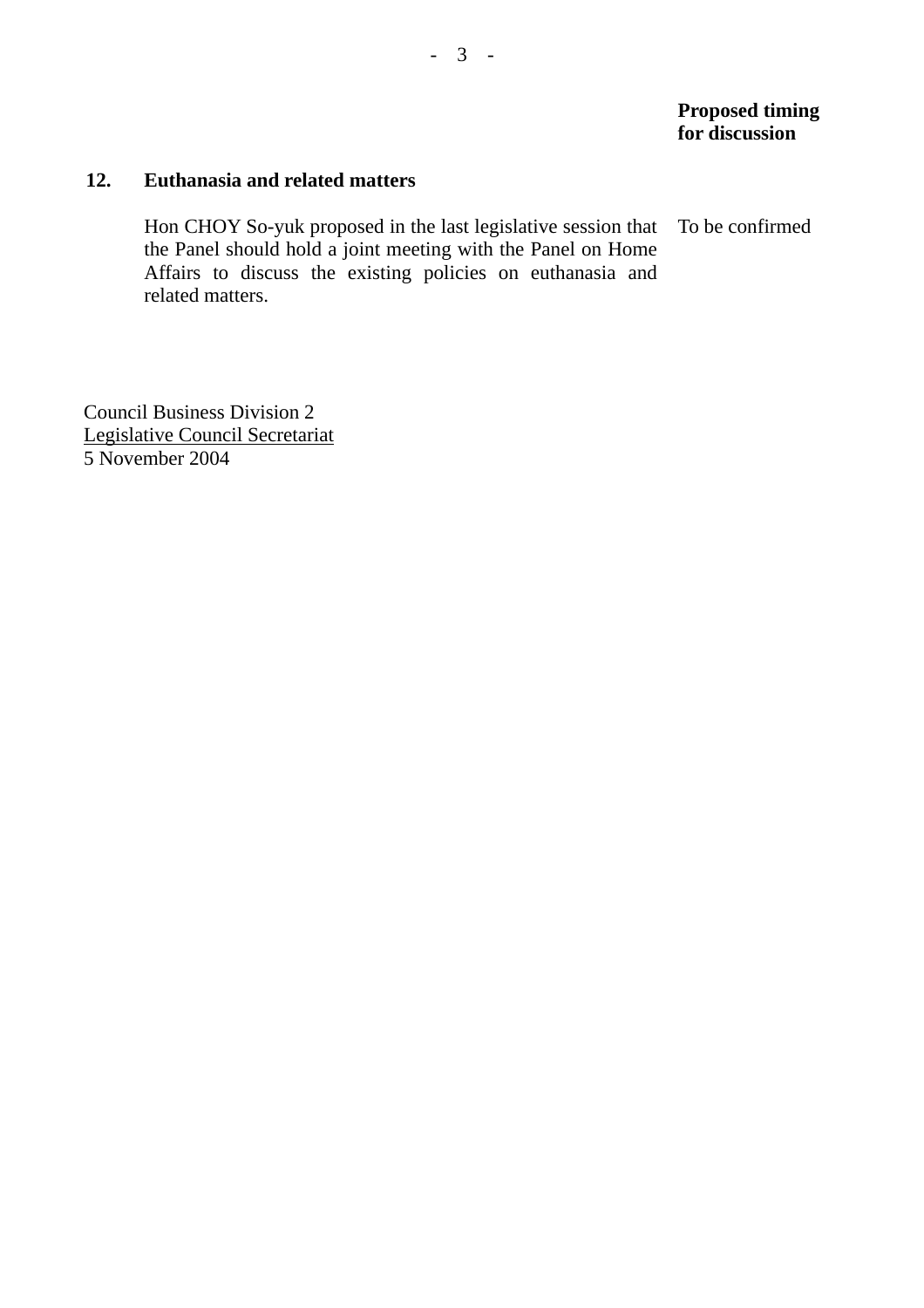| | Proposed timing for discussion |
|---|---|
| **12. Euthanasia and related matters** | |
| Hon CHOY So-yuk proposed in the last legislative session that the Panel should hold a joint meeting with the Panel on Home Affairs to discuss the existing policies on euthanasia and related matters. | To be confirmed |

Council Business Division 2
Legislative Council Secretariat
5 November 2004